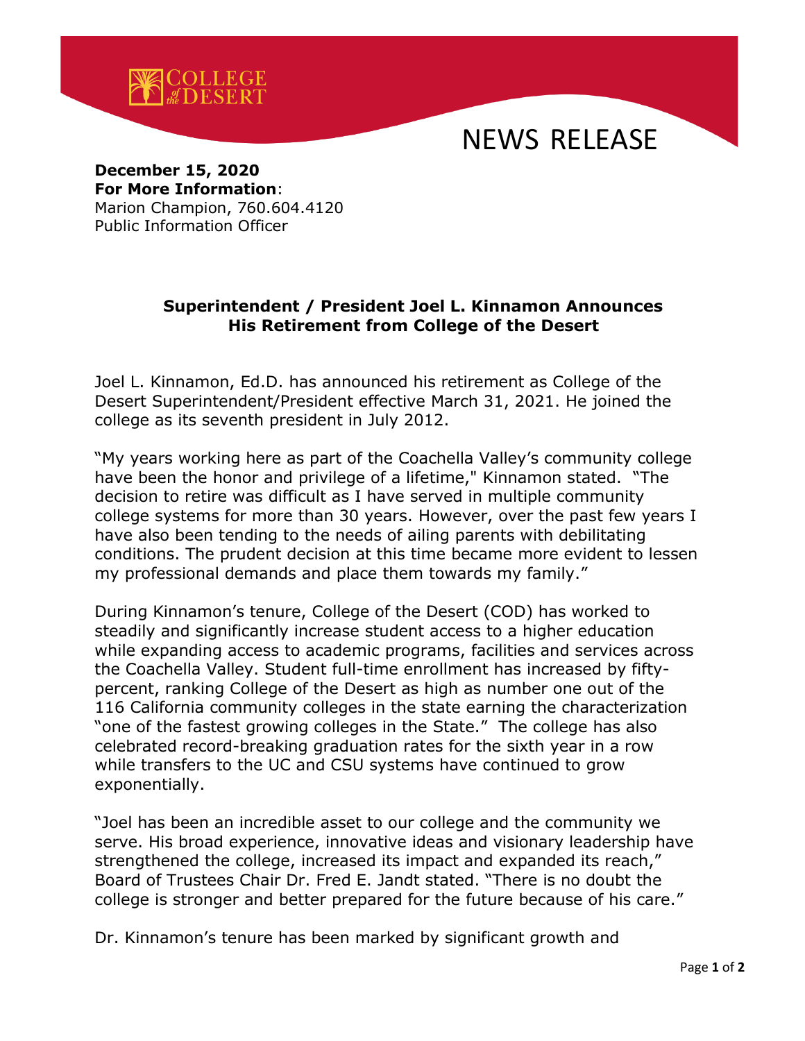# NEWS RELEASE

**December 15, 2020**
**For More Information**:
Marion Champion, 760.604.4120
Public Information Officer

## Superintendent / President Joel L. Kinnamon Announces His Retirement from College of the Desert

Joel L. Kinnamon, Ed.D. has announced his retirement as College of the Desert Superintendent/President effective March 31, 2021. He joined the college as its seventh president in July 2012.

"My years working here as part of the Coachella Valley's community college have been the honor and privilege of a lifetime," Kinnamon stated. "The decision to retire was difficult as I have served in multiple community college systems for more than 30 years. However, over the past few years I have also been tending to the needs of ailing parents with debilitating conditions. The prudent decision at this time became more evident to lessen my professional demands and place them towards my family."

During Kinnamon's tenure, College of the Desert (COD) has worked to steadily and significantly increase student access to a higher education while expanding access to academic programs, facilities and services across the Coachella Valley. Student full-time enrollment has increased by fifty-percent, ranking College of the Desert as high as number one out of the 116 California community colleges in the state earning the characterization "one of the fastest growing colleges in the State." The college has also celebrated record-breaking graduation rates for the sixth year in a row while transfers to the UC and CSU systems have continued to grow exponentially.

"Joel has been an incredible asset to our college and the community we serve. His broad experience, innovative ideas and visionary leadership have strengthened the college, increased its impact and expanded its reach," Board of Trustees Chair Dr. Fred E. Jandt stated. "There is no doubt the college is stronger and better prepared for the future because of his care."

Dr. Kinnamon's tenure has been marked by significant growth and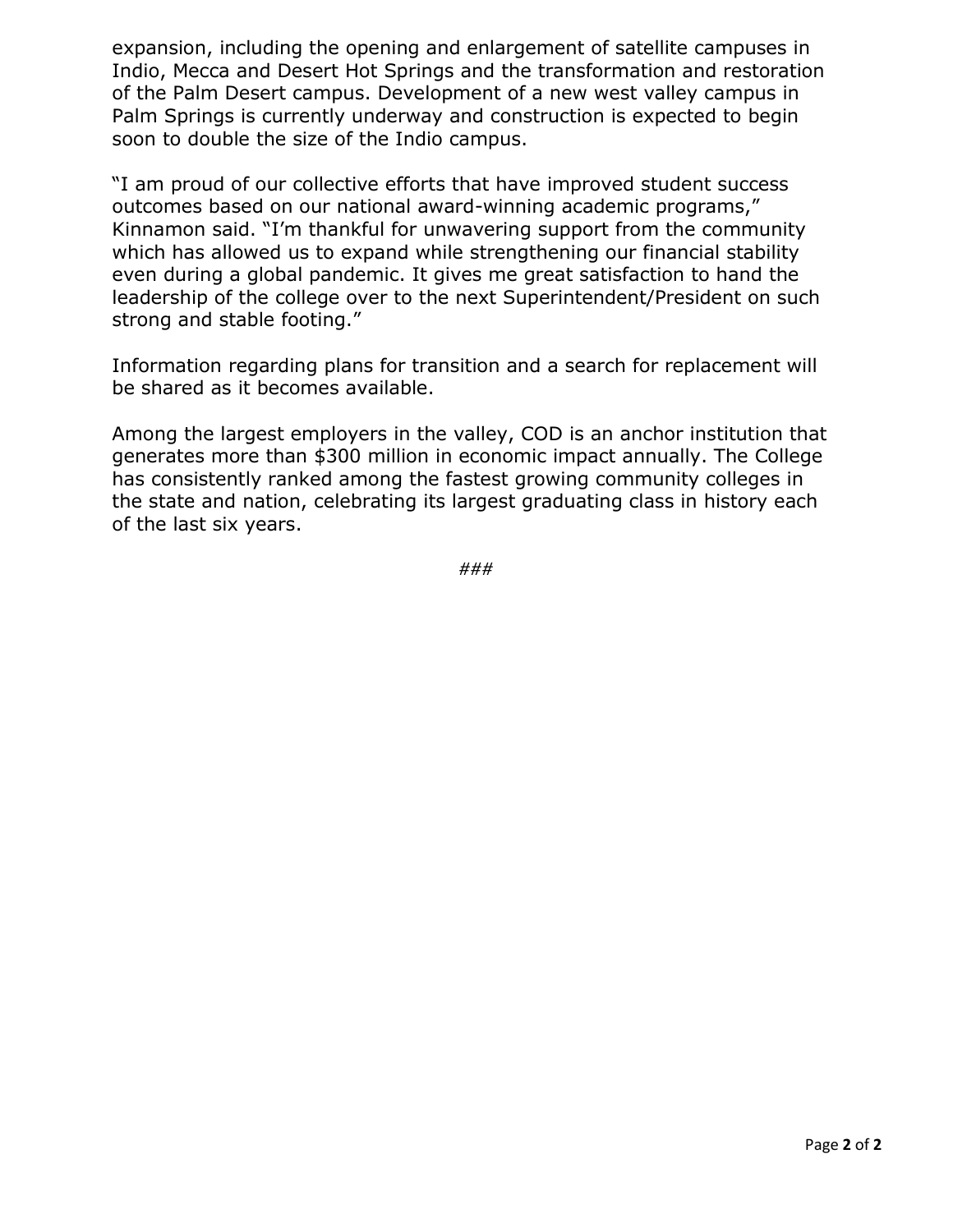expansion, including the opening and enlargement of satellite campuses in Indio, Mecca and Desert Hot Springs and the transformation and restoration of the Palm Desert campus. Development of a new west valley campus in Palm Springs is currently underway and construction is expected to begin soon to double the size of the Indio campus.

"I am proud of our collective efforts that have improved student success outcomes based on our national award-winning academic programs," Kinnamon said. "I'm thankful for unwavering support from the community which has allowed us to expand while strengthening our financial stability even during a global pandemic. It gives me great satisfaction to hand the leadership of the college over to the next Superintendent/President on such strong and stable footing."

Information regarding plans for transition and a search for replacement will be shared as it becomes available.

Among the largest employers in the valley, COD is an anchor institution that generates more than $300 million in economic impact annually. The College has consistently ranked among the fastest growing community colleges in the state and nation, celebrating its largest graduating class in history each of the last six years.

###